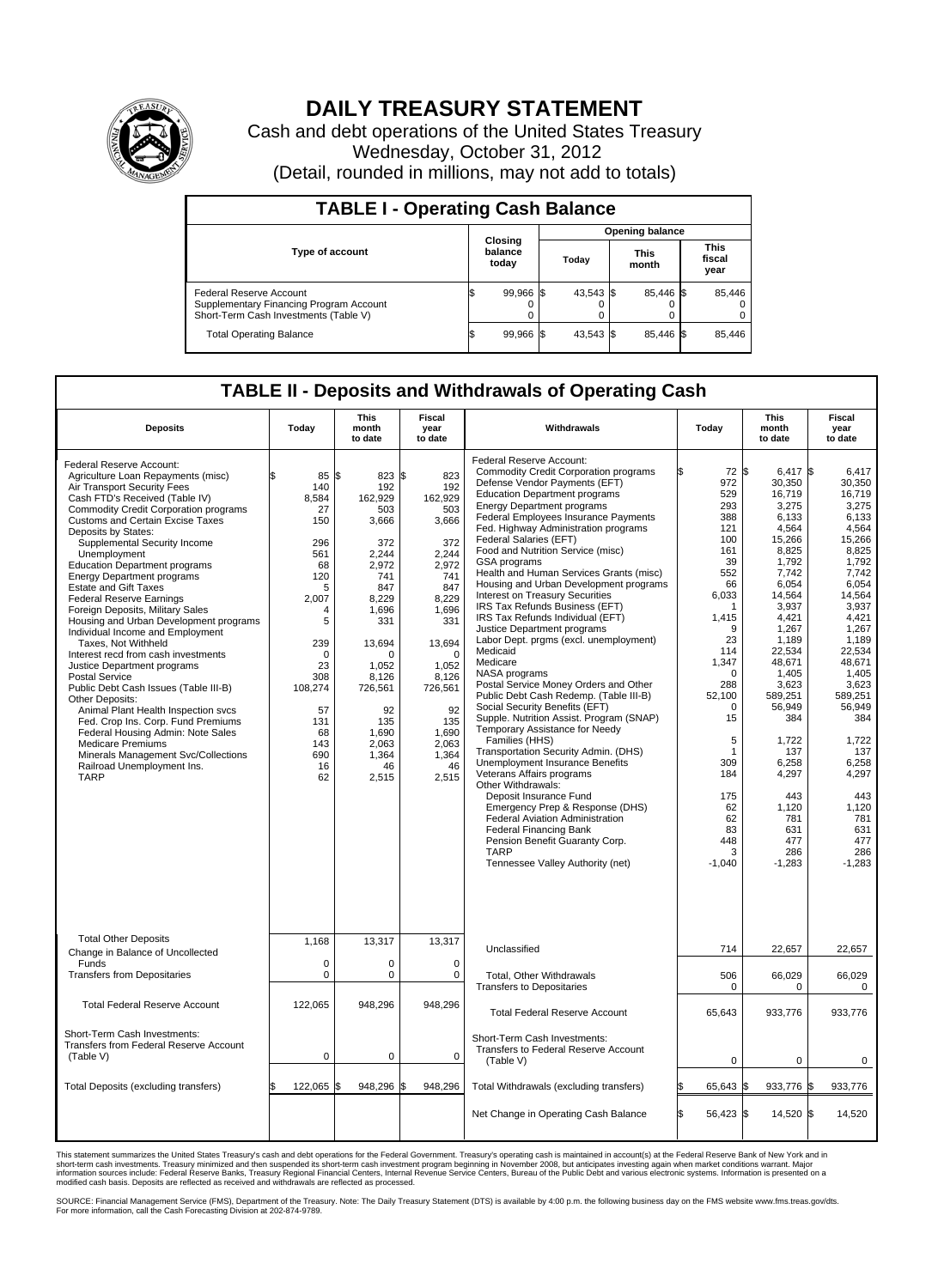# DAILY TREASURY STATEMENT

Cash and debt operations of the United States Treasury

Wednesday, October 31, 2012

(Detail, rounded in millions, may not add to totals)

| TABLE I - Operating Cash Balance | | | | |
|---|---|---|---|---|
| Type of account | Closing balance today | Opening balance | | |
| | | Today | This month | This fiscal year |
| Federal Reserve Account | $ 99,966 | $ 43,543 | $ 85,446 | $ 85,446 |
| Supplementary Financing Program Account | 0 | 0 | 0 | 0 |
| Short-Term Cash Investments (Table V) | 0 | 0 | 0 | 0 |
| Total Operating Balance | $ 99,966 | $ 43,543 | $ 85,446 | $ 85,446 |

## TABLE II - Deposits and Withdrawals of Operating Cash

| Deposits | Today | This month to date | Fiscal year to date | Withdrawals | Today | This month to date | Fiscal year to date |
|---|---|---|---|---|---|---|---|
| Federal Reserve Account: | | | | Federal Reserve Account: | | | |
| Agriculture Loan Repayments (misc) | $ 85 | $ 823 | $ 823 | Commodity Credit Corporation programs | $ 72 | $ 6,417 | $ 6,417 |
| Air Transport Security Fees | 140 | 192 | 192 | Defense Vendor Payments (EFT) | 972 | 30,350 | 30,350 |
| Cash FTD's Received (Table IV) | 8,584 | 162,929 | 162,929 | Education Department programs | 529 | 16,719 | 16,719 |
| Commodity Credit Corporation programs | 27 | 503 | 503 | Energy Department programs | 293 | 3,275 | 3,275 |
| Customs and Certain Excise Taxes | 150 | 3,666 | 3,666 | Federal Employees Insurance Payments | 388 | 6,133 | 6,133 |
| Deposits by States: | | | | Fed. Highway Administration programs | 121 | 4,564 | 4,564 |
| Supplemental Security Income | 296 | 372 | 372 | Federal Salaries (EFT) | 100 | 15,266 | 15,266 |
| Unemployment | 561 | 2,244 | 2,244 | Food and Nutrition Service (misc) | 161 | 8,825 | 8,825 |
| Education Department programs | 68 | 2,972 | 2,972 | GSA programs | 39 | 1,792 | 1,792 |
| Energy Department programs | 120 | 741 | 741 | Health and Human Services Grants (misc) | 552 | 7,742 | 7,742 |
| Estate and Gift Taxes | 5 | 847 | 847 | Housing and Urban Development programs | 66 | 6,054 | 6,054 |
| Federal Reserve Earnings | 2,007 | 8,229 | 8,229 | Interest on Treasury Securities | 6,033 | 14,564 | 14,564 |
| Foreign Deposits, Military Sales | 4 | 1,696 | 1,696 | IRS Tax Refunds Business (EFT) | 1 | 3,937 | 3,937 |
| Housing and Urban Development programs | 5 | 331 | 331 | IRS Tax Refunds Individual (EFT) | 1,415 | 4,421 | 4,421 |
| Individual Income and Employment | | | | Justice Department programs | 9 | 1,267 | 1,267 |
| Taxes, Not Withheld | 239 | 13,694 | 13,694 | Labor Dept. prgms (excl. unemployment) | 23 | 1,189 | 1,189 |
| Interest recd from cash investments | 0 | 0 | 0 | Medicaid | 114 | 22,534 | 22,534 |
| Justice Department programs | 23 | 1,052 | 1,052 | Medicare | 1,347 | 48,671 | 48,671 |
| Postal Service | 308 | 8,126 | 8,126 | NASA programs | 0 | 1,405 | 1,405 |
| Public Debt Cash Issues (Table III-B) | 108,274 | 726,561 | 726,561 | Postal Service Money Orders and Other | 288 | 3,623 | 3,623 |
| Other Deposits: | | | | Public Debt Cash Redemp. (Table III-B) | 52,100 | 589,251 | 589,251 |
| Animal Plant Health Inspection svcs | 57 | 92 | 92 | Social Security Benefits (EFT) | 0 | 56,949 | 56,949 |
| Fed. Crop Ins. Corp. Fund Premiums | 131 | 135 | 135 | Supple. Nutrition Assist. Program (SNAP) | 15 | 384 | 384 |
| Federal Housing Admin: Note Sales | 68 | 1,690 | 1,690 | Temporary Assistance for Needy Families (HHS) | 5 | 1,722 | 1,722 |
| Medicare Premiums | 143 | 2,063 | 2,063 | Transportation Security Admin. (DHS) | 1 | 137 | 137 |
| Minerals Management Svc/Collections | 690 | 1,364 | 1,364 | Unemployment Insurance Benefits | 309 | 6,258 | 6,258 |
| Railroad Unemployment Ins. | 16 | 46 | 46 | Veterans Affairs programs | 184 | 4,297 | 4,297 |
| TARP | 62 | 2,515 | 2,515 | Other Withdrawals: | | | |
| | | | | Deposit Insurance Fund | 175 | 443 | 443 |
| | | | | Emergency Prep & Response (DHS) | 62 | 1,120 | 1,120 |
| | | | | Federal Aviation Administration | 62 | 781 | 781 |
| | | | | Federal Financing Bank | 83 | 631 | 631 |
| | | | | Pension Benefit Guaranty Corp. | 448 | 477 | 477 |
| | | | | TARP | 3 | 286 | 286 |
| | | | | Tennessee Valley Authority (net) | -1,040 | -1,283 | -1,283 |
| Total Other Deposits | 1,168 | 13,317 | 13,317 | Unclassified | 714 | 22,657 | 22,657 |
| Change in Balance of Uncollected Funds | 0 | 0 | 0 | | | | |
| Transfers from Depositaries | 0 | 0 | 0 | Total, Other Withdrawals | 506 | 66,029 | 66,029 |
| | | | | Transfers to Depositaries | 0 | 0 | 0 |
| Total Federal Reserve Account | 122,065 | 948,296 | 948,296 | Total Federal Reserve Account | 65,643 | 933,776 | 933,776 |
| Short-Term Cash Investments: Transfers from Federal Reserve Account (Table V) | 0 | 0 | 0 | Short-Term Cash Investments: Transfers to Federal Reserve Account (Table V) | 0 | 0 | 0 |
| Total Deposits (excluding transfers) | $ 122,065 | $ 948,296 | $ 948,296 | Total Withdrawals (excluding transfers) | $ 65,643 | $ 933,776 | $ 933,776 |
| | | | | Net Change in Operating Cash Balance | $ 56,423 | $ 14,520 | $ 14,520 |

This statement summarizes the United States Treasury's cash and debt operations for the Federal Government. Treasury's operating cash is maintained in account(s) at the Federal Reserve Bank of New York and in short-term cash investments. Treasury minimized and then suspended its short-term cash investment program beginning in November 2008, but anticipates investing again when market conditions warrant. Major information sources include: Federal Reserve Banks, Treasury Regional Financial Centers, Internal Revenue Service Centers, Bureau of the Public Debt and various electronic systems. Information is presented on a modified cash basis. Deposits are reflected as received and withdrawals are reflected as processed.

SOURCE: Financial Management Service (FMS), Department of the Treasury. Note: The Daily Treasury Statement (DTS) is available by 4:00 p.m. the following business day on the FMS website www.fms.treas.gov/dts. For more information, call the Cash Forecasting Division at 202-874-9789.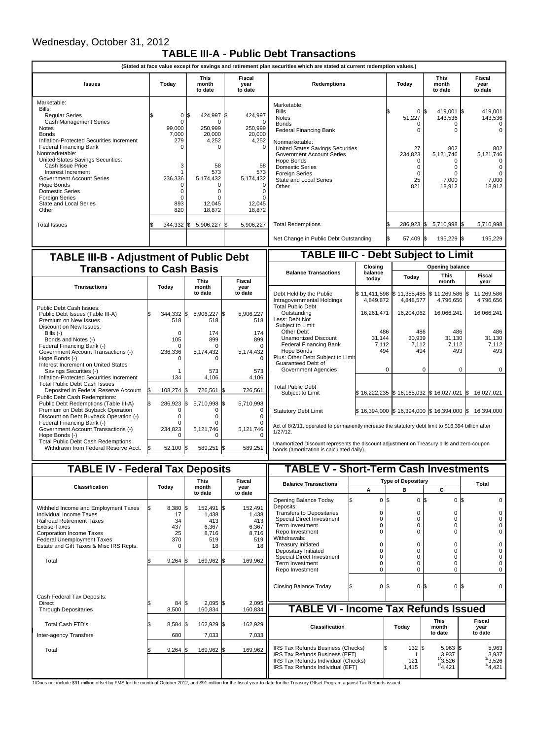Wednesday, October 31, 2012

# TABLE III-A - Public Debt Transactions

(Stated at face value except for savings and retirement plan securities which are stated at current redemption values.)

| Issues | Today | This month to date | Fiscal year to date |
|---|---|---|---|
| Marketable: | | | |
| Bills: | | | |
| Regular Series | $ 0 | $ 424,997 | $ 424,997 |
| Cash Management Series | 0 | 0 | 0 |
| Notes | 99,000 | 250,999 | 250,999 |
| Bonds | 7,000 | 20,000 | 20,000 |
| Inflation-Protected Securities Increment | 279 | 4,252 | 4,252 |
| Federal Financing Bank | 0 | 0 | 0 |
| Nonmarketable: | | | |
| United States Savings Securities: | | | |
| Cash Issue Price | 3 | 58 | 58 |
| Interest Increment | 1 | 573 | 573 |
| Government Account Series | 236,336 | 5,174,432 | 5,174,432 |
| Hope Bonds | 0 | 0 | 0 |
| Domestic Series | 0 | 0 | 0 |
| Foreign Series | 0 | 0 | 0 |
| State and Local Series | 893 | 12,045 | 12,045 |
| Other | 820 | 18,872 | 18,872 |
| Total Issues | $ 344,332 | $ 5,906,227 | $ 5,906,227 |

| Redemptions | Today | This month to date | Fiscal year to date |
|---|---|---|---|
| Marketable: | | | |
| Bills | $ 0 | $ 419,001 | $ 419,001 |
| Notes | 51,227 | 143,536 | 143,536 |
| Bonds | 0 | 0 | 0 |
| Federal Financing Bank | 0 | 0 | 0 |
| Nonmarketable: | | | |
| United States Savings Securities | 27 | 802 | 802 |
| Government Account Series | 234,823 | 5,121,746 | 5,121,746 |
| Hope Bonds | 0 | 0 | 0 |
| Domestic Series | 0 | 0 | 0 |
| Foreign Series | 0 | 0 | 0 |
| State and Local Series | 25 | 7,000 | 7,000 |
| Other | 821 | 18,912 | 18,912 |
| Total Redemptions | $ 286,923 | $ 5,710,998 | $ 5,710,998 |
| Net Change in Public Debt Outstanding | $ 57,409 | $ 195,229 | $ 195,229 |

# TABLE III-B - Adjustment of Public Debt Transactions to Cash Basis

| Transactions | Today | This month to date | Fiscal year to date |
|---|---|---|---|
| Public Debt Cash Issues: | | | |
| Public Debt Issues (Table III-A) | $ 344,332 | $ 5,906,227 | $ 5,906,227 |
| Premium on New Issues | 518 | 518 | 518 |
| Discount on New Issues: | | | |
| Bills (-) | 0 | 174 | 174 |
| Bonds and Notes (-) | 105 | 899 | 899 |
| Federal Financing Bank (-) | 0 | 0 | 0 |
| Government Account Transactions (-) | 236,336 | 5,174,432 | 5,174,432 |
| Hope Bonds (-) | 0 | 0 | 0 |
| Interest Increment on United States Savings Securities (-) | 1 | 573 | 573 |
| Inflation-Protected Securities Increment | 134 | 4,106 | 4,106 |
| Total Public Debt Cash Issues Deposited in Federal Reserve Account | $ 108,274 | $ 726,561 | $ 726,561 |
| Public Debt Cash Redemptions: | | | |
| Public Debt Redemptions (Table III-A) | $ 286,923 | $ 5,710,998 | $ 5,710,998 |
| Premium on Debt Buyback Operation | 0 | 0 | 0 |
| Discount on Debt Buyback Operation (-) | 0 | 0 | 0 |
| Federal Financing Bank (-) | 0 | 0 | 0 |
| Government Account Transactions (-) | 234,823 | 5,121,746 | 5,121,746 |
| Hope Bonds (-) | 0 | 0 | 0 |
| Total Public Debt Cash Redemptions Withdrawn from Federal Reserve Acct. | $ 52,100 | $ 589,251 | $ 589,251 |

# TABLE III-C - Debt Subject to Limit

| Balance Transactions | Closing balance today | Opening balance Today | Opening balance This month | Opening balance Fiscal year |
|---|---|---|---|---|
| Debt Held by the Public | $ 11,411,598 | $ 11,355,485 | $ 11,269,586 | $ 11,269,586 |
| Intragovernmental Holdings | 4,849,872 | 4,848,577 | 4,796,656 | 4,796,656 |
| Total Public Debt Outstanding | 16,261,471 | 16,204,062 | 16,066,241 | 16,066,241 |
| Less: Debt Not Subject to Limit: | | | | |
| Other Debt | 486 | 486 | 486 | 486 |
| Unamortized Discount | 31,144 | 30,939 | 31,130 | 31,130 |
| Federal Financing Bank | 7,112 | 7,112 | 7,112 | 7,112 |
| Hope Bonds | 494 | 494 | 493 | 493 |
| Plus: Other Debt Subject to Limit | | | | |
| Guaranteed Debt of Government Agencies | 0 | 0 | 0 | 0 |
| Total Public Debt Subject to Limit | $ 16,222,235 | $ 16,165,032 | $ 16,027,021 | $ 16,027,021 |
| Statutory Debt Limit | $ 16,394,000 | $ 16,394,000 | $ 16,394,000 | $ 16,394,000 |

Act of 8/2/11, operated to permanently increase the statutory debt limit to $16,394 billion after 1/27/12.

Unamortized Discount represents the discount adjustment on Treasury bills and zero-coupon bonds (amortization is calculated daily).

# TABLE IV - Federal Tax Deposits

| Classification | Today | This month to date | Fiscal year to date |
|---|---|---|---|
| Withheld Income and Employment Taxes | $ 8,380 | $ 152,491 | $ 152,491 |
| Individual Income Taxes | 17 | 1,438 | 1,438 |
| Railroad Retirement Taxes | 34 | 413 | 413 |
| Excise Taxes | 437 | 6,367 | 6,367 |
| Corporation Income Taxes | 25 | 8,716 | 8,716 |
| Federal Unemployment Taxes | 370 | 519 | 519 |
| Estate and Gift Taxes & Misc IRS Rcpts. | 0 | 18 | 18 |
| Total | $ 9,264 | $ 169,962 | $ 169,962 |
| Cash Federal Tax Deposits: | | | |
| Direct | $ 84 | $ 2,095 | $ 2,095 |
| Through Depositaries | 8,500 | 160,834 | 160,834 |
| Total Cash FTD's | $ 8,584 | $ 162,929 | $ 162,929 |
| Inter-agency Transfers | 680 | 7,033 | 7,033 |
| Total | $ 9,264 | $ 169,962 | $ 169,962 |

# TABLE V - Short-Term Cash Investments

| Balance Transactions | Type of Depositary A | Type of Depositary B | Type of Depositary C | Total |
|---|---|---|---|---|
| Opening Balance Today | $ 0 | $ 0 | $ 0 | $ 0 |
| Deposits: | | | | |
| Transfers to Depositaries | 0 | 0 | 0 | 0 |
| Special Direct Investment | 0 | 0 | 0 | 0 |
| Term Investment | 0 | 0 | 0 | 0 |
| Repo Investment | 0 | 0 | 0 | 0 |
| Withdrawals: | | | | |
| Treasury Initiated | 0 | 0 | 0 | 0 |
| Depositary Initiated | 0 | 0 | 0 | 0 |
| Special Direct Investment | 0 | 0 | 0 | 0 |
| Term Investment | 0 | 0 | 0 | 0 |
| Repo Investment | 0 | 0 | 0 | 0 |
| Closing Balance Today | $ 0 | $ 0 | $ 0 | $ 0 |

# TABLE VI - Income Tax Refunds Issued

| Classification | Today | This month to date | Fiscal year to date |
|---|---|---|---|
| IRS Tax Refunds Business (Checks) | $ 132 | $ 5,963 | $ 5,963 |
| IRS Tax Refunds Business (EFT) | 1 | 3,937 | 3,937 |
| IRS Tax Refunds Individual (Checks) | 121 | [1/] 3,526 | [1/] 3,526 |
| IRS Tax Refunds Individual (EFT) | 1,415 | [1/] 4,421 | [1/] 4,421 |

1/Does not include $91 million offset by FMS for the month of October 2012, and $91 million for the fiscal year-to-date for the Treasury Offset Program against Tax Refunds issued.